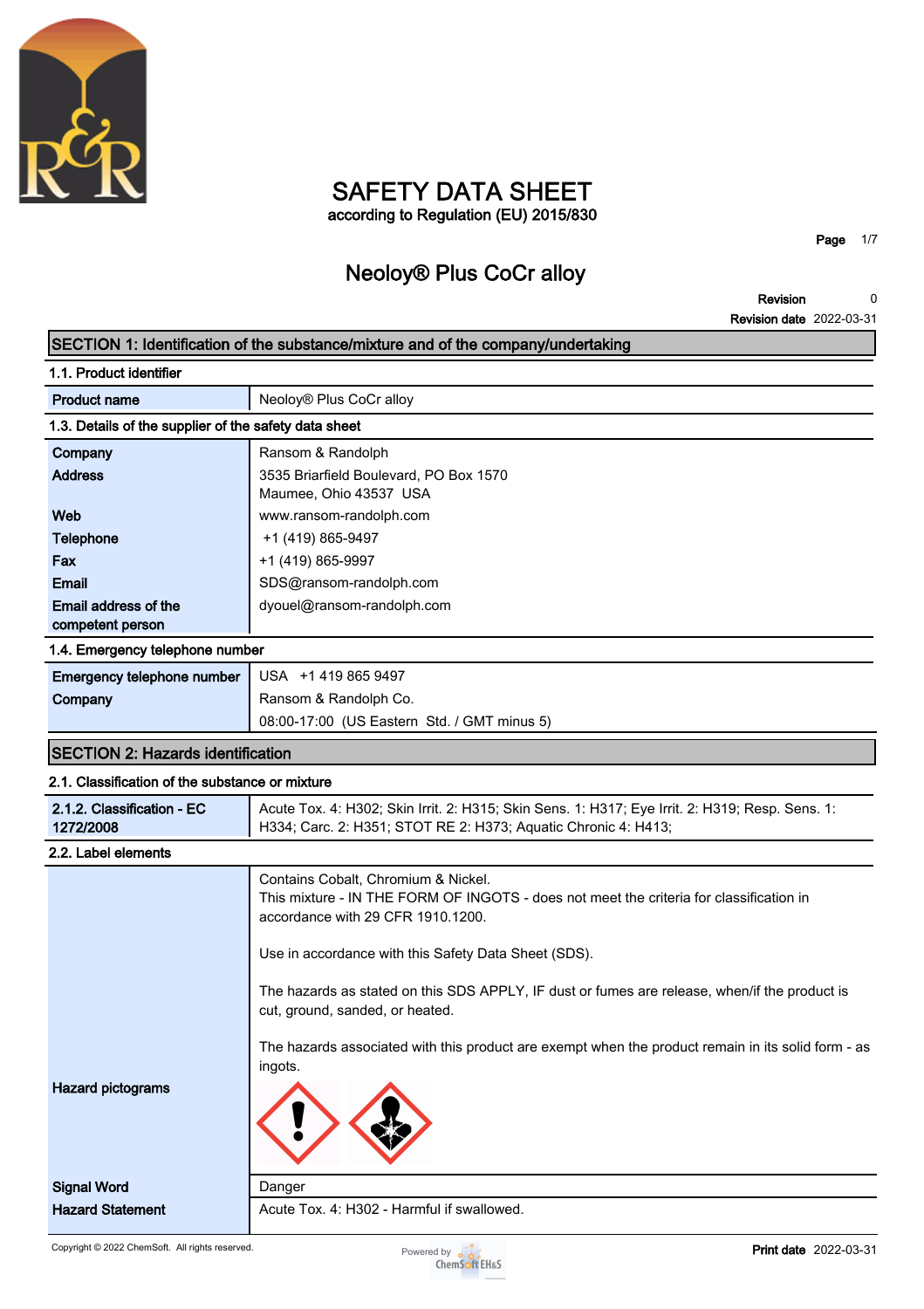# SAFETY DATA SHEET

according to Regulation (EU) 2015/830

## Neoloy® Plus CoCr alloy

**Revision** 0

**Revision date** 2022-03-31

## SECTION 1: Identification of the substance/mixture and of the company/undertaking

### 1.1. Product identifier

| | |
|---|---|
| **Product name** | Neoloy® Plus CoCr alloy |

### 1.3. Details of the supplier of the safety data sheet

| | |
|---|---|
| **Company** | Ransom & Randolph |
| **Address** | 3535 Briarfield Boulevard, PO Box 1570<br>Maumee, Ohio 43537 USA |
| **Web** | www.ransom-randolph.com |
| **Telephone** | +1 (419) 865-9497 |
| **Fax** | +1 (419) 865-9997 |
| **Email** | SDS@ransom-randolph.com |
| **Email address of the competent person** | dyouel@ransom-randolph.com |

### 1.4. Emergency telephone number

| | |
|---|---|
| **Emergency telephone number** | USA +1 419 865 9497 |
| **Company** | Ransom & Randolph Co.<br>08:00-17:00 (US Eastern Std. / GMT minus 5) |

## SECTION 2: Hazards identification

### 2.1. Classification of the substance or mixture

| | |
|---|---|
| **2.1.2. Classification - EC 1272/2008** | Acute Tox. 4: H302; Skin Irrit. 2: H315; Skin Sens. 1: H317; Eye Irrit. 2: H319; Resp. Sens. 1: H334; Carc. 2: H351; STOT RE 2: H373; Aquatic Chronic 4: H413; |

### 2.2. Label elements

Contains Cobalt, Chromium & Nickel.

This mixture - IN THE FORM OF INGOTS - does not meet the criteria for classification in accordance with 29 CFR 1910.1200.

Use in accordance with this Safety Data Sheet (SDS).

The hazards as stated on this SDS APPLY, IF dust or fumes are release, when/if the product is cut, ground, sanded, or heated.

The hazards associated with this product are exempt when the product remain in its solid form - as ingots.

**Hazard pictograms**

| | |
|---|---|
| **Signal Word** | Danger |
| **Hazard Statement** | Acute Tox. 4: H302 - Harmful if swallowed. |

Copyright © 2022 ChemSoft. All rights reserved.

**Print date** 2022-03-31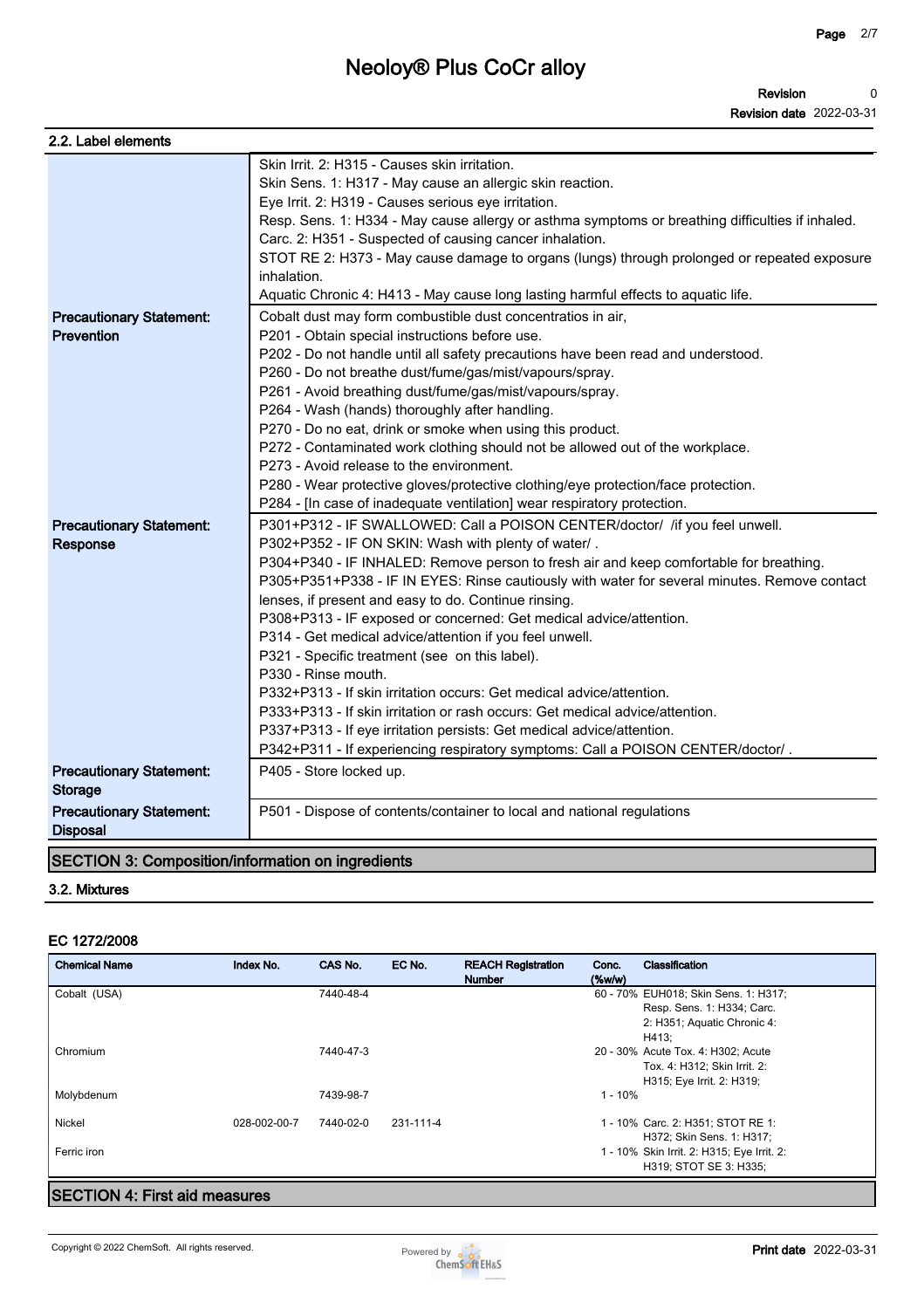## 2.2. Label elements

| | |
|---|---|
| | Skin Irrit. 2: H315 - Causes skin irritation.<br>Skin Sens. 1: H317 - May cause an allergic skin reaction.<br>Eye Irrit. 2: H319 - Causes serious eye irritation.<br>Resp. Sens. 1: H334 - May cause allergy or asthma symptoms or breathing difficulties if inhaled.<br>Carc. 2: H351 - Suspected of causing cancer inhalation.<br>STOT RE 2: H373 - May cause damage to organs (lungs) through prolonged or repeated exposure inhalation.<br>Aquatic Chronic 4: H413 - May cause long lasting harmful effects to aquatic life. |
| **Precautionary Statement: Prevention** | Cobalt dust may form combustible dust concentratios in air,<br>P201 - Obtain special instructions before use.<br>P202 - Do not handle until all safety precautions have been read and understood.<br>P260 - Do not breathe dust/fume/gas/mist/vapours/spray.<br>P261 - Avoid breathing dust/fume/gas/mist/vapours/spray.<br>P264 - Wash (hands) thoroughly after handling.<br>P270 - Do no eat, drink or smoke when using this product.<br>P272 - Contaminated work clothing should not be allowed out of the workplace.<br>P273 - Avoid release to the environment.<br>P280 - Wear protective gloves/protective clothing/eye protection/face protection.<br>P284 - [In case of inadequate ventilation] wear respiratory protection. |
| **Precautionary Statement: Response** | P301+P312 - IF SWALLOWED: Call a POISON CENTER/doctor/ /if you feel unwell.<br>P302+P352 - IF ON SKIN: Wash with plenty of water/ .<br>P304+P340 - IF INHALED: Remove person to fresh air and keep comfortable for breathing.<br>P305+P351+P338 - IF IN EYES: Rinse cautiously with water for several minutes. Remove contact lenses, if present and easy to do. Continue rinsing.<br>P308+P313 - IF exposed or concerned: Get medical advice/attention.<br>P314 - Get medical advice/attention if you feel unwell.<br>P321 - Specific treatment (see on this label).<br>P330 - Rinse mouth.<br>P332+P313 - If skin irritation occurs: Get medical advice/attention.<br>P333+P313 - If skin irritation or rash occurs: Get medical advice/attention.<br>P337+P313 - If eye irritation persists: Get medical advice/attention.<br>P342+P311 - If experiencing respiratory symptoms: Call a POISON CENTER/doctor/ . |
| **Precautionary Statement: Storage** | P405 - Store locked up. |
| **Precautionary Statement: Disposal** | P501 - Dispose of contents/container to local and national regulations |

## SECTION 3: Composition/information on ingredients

### 3.2. Mixtures

#### EC 1272/2008

| Chemical Name | Index No. | CAS No. | EC No. | REACH Registration Number | Conc. (%w/w) | Classification |
|---|---|---|---|---|---|---|
| Cobalt (USA) | | 7440-48-4 | | | 60 - 70% | EUH018; Skin Sens. 1: H317; Resp. Sens. 1: H334; Carc. 2: H351; Aquatic Chronic 4: H413; |
| Chromium | | 7440-47-3 | | | 20 - 30% | Acute Tox. 4: H302; Acute Tox. 4: H312; Skin Irrit. 2: H315; Eye Irrit. 2: H319; |
| Molybdenum | | 7439-98-7 | | | 1 - 10% | |
| Nickel | 028-002-00-7 | 7440-02-0 | 231-111-4 | | 1 - 10% | Carc. 2: H351; STOT RE 1: H372; Skin Sens. 1: H317; |
| Ferric iron | | | | | 1 - 10% | Skin Irrit. 2: H315; Eye Irrit. 2: H319; STOT SE 3: H335; |

## SECTION 4: First aid measures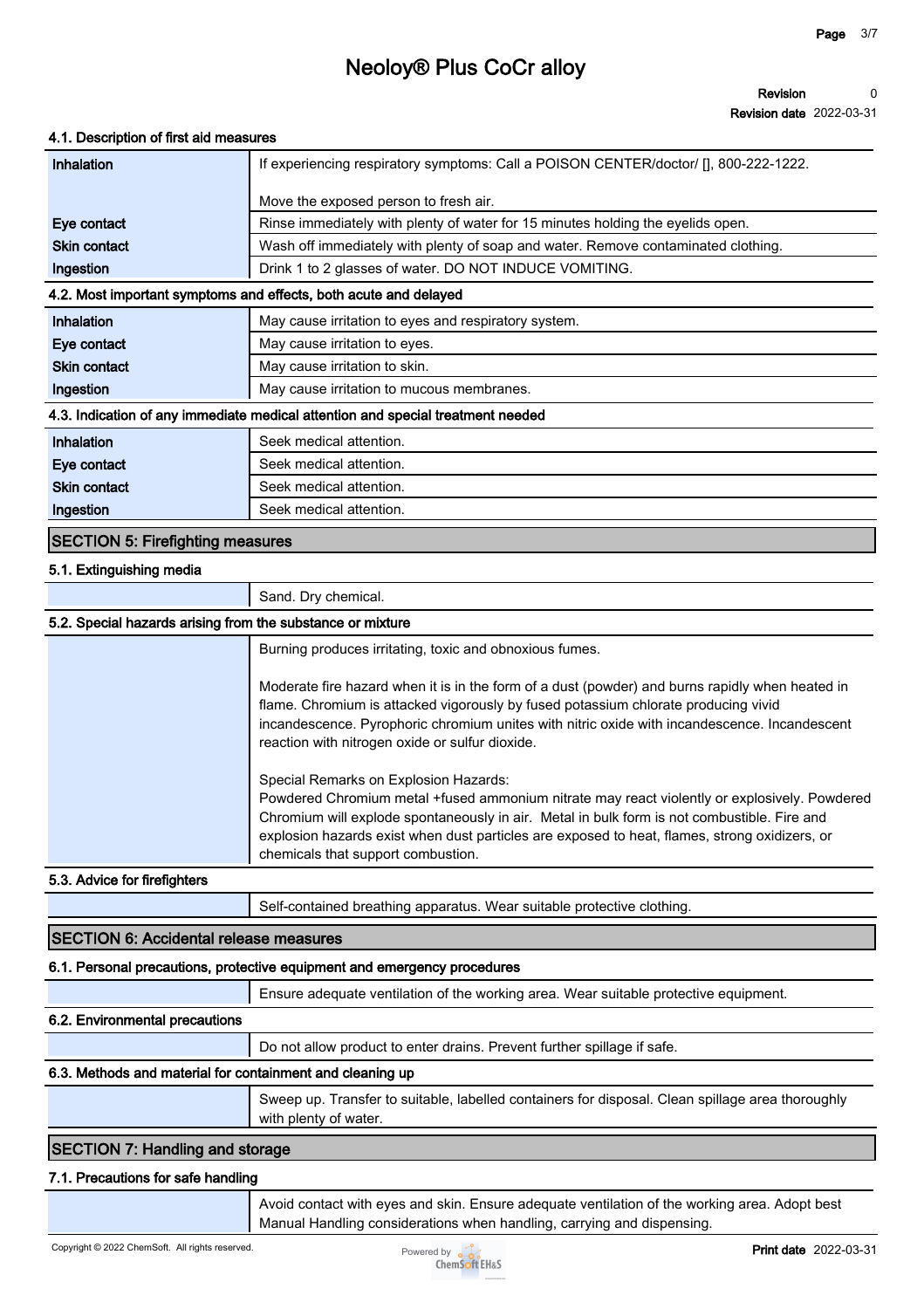### 4.1. Description of first aid measures

| | |
|---|---|
| **Inhalation** | If experiencing respiratory symptoms: Call a POISON CENTER/doctor/ [], 800-222-1222.<br><br>Move the exposed person to fresh air. |
| **Eye contact** | Rinse immediately with plenty of water for 15 minutes holding the eyelids open. |
| **Skin contact** | Wash off immediately with plenty of soap and water. Remove contaminated clothing. |
| **Ingestion** | Drink 1 to 2 glasses of water. DO NOT INDUCE VOMITING. |

### 4.2. Most important symptoms and effects, both acute and delayed

| | |
|---|---|
| **Inhalation** | May cause irritation to eyes and respiratory system. |
| **Eye contact** | May cause irritation to eyes. |
| **Skin contact** | May cause irritation to skin. |
| **Ingestion** | May cause irritation to mucous membranes. |

### 4.3. Indication of any immediate medical attention and special treatment needed

| | |
|---|---|
| **Inhalation** | Seek medical attention. |
| **Eye contact** | Seek medical attention. |
| **Skin contact** | Seek medical attention. |
| **Ingestion** | Seek medical attention. |

## SECTION 5: Firefighting measures

### 5.1. Extinguishing media

Sand. Dry chemical.

### 5.2. Special hazards arising from the substance or mixture

Burning produces irritating, toxic and obnoxious fumes.

Moderate fire hazard when it is in the form of a dust (powder) and burns rapidly when heated in flame. Chromium is attacked vigorously by fused potassium chlorate producing vivid incandescence. Pyrophoric chromium unites with nitric oxide with incandescence. Incandescent reaction with nitrogen oxide or sulfur dioxide.

Special Remarks on Explosion Hazards:
Powdered Chromium metal +fused ammonium nitrate may react violently or explosively. Powdered Chromium will explode spontaneously in air. Metal in bulk form is not combustible. Fire and explosion hazards exist when dust particles are exposed to heat, flames, strong oxidizers, or chemicals that support combustion.

### 5.3. Advice for firefighters

Self-contained breathing apparatus. Wear suitable protective clothing.

## SECTION 6: Accidental release measures

### 6.1. Personal precautions, protective equipment and emergency procedures

Ensure adequate ventilation of the working area. Wear suitable protective equipment.

### 6.2. Environmental precautions

Do not allow product to enter drains. Prevent further spillage if safe.

### 6.3. Methods and material for containment and cleaning up

Sweep up. Transfer to suitable, labelled containers for disposal. Clean spillage area thoroughly with plenty of water.

## SECTION 7: Handling and storage

### 7.1. Precautions for safe handling

Avoid contact with eyes and skin. Ensure adequate ventilation of the working area. Adopt best Manual Handling considerations when handling, carrying and dispensing.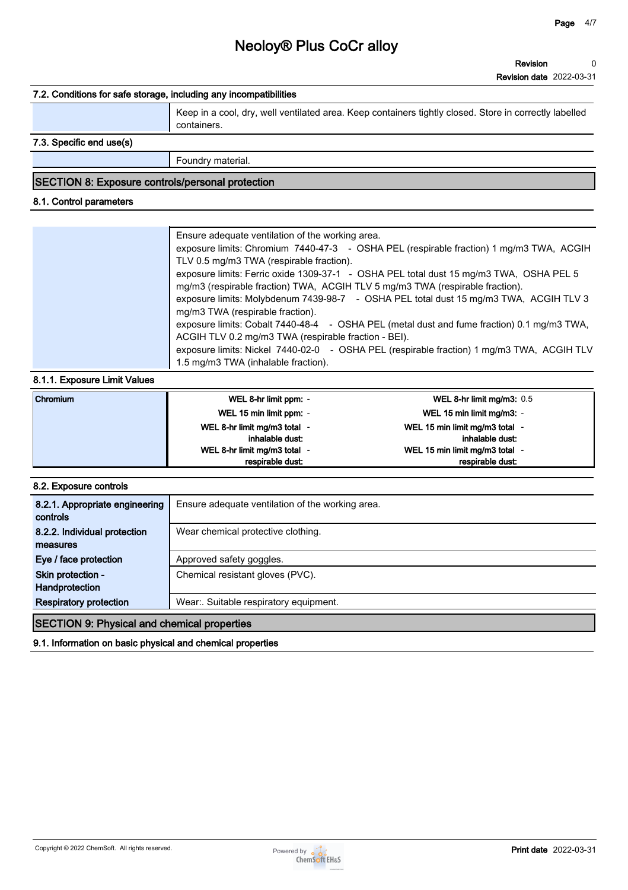### 7.2. Conditions for safe storage, including any incompatibilities

| | |
|---|---|
| | Keep in a cool, dry, well ventilated area. Keep containers tightly closed. Store in correctly labelled containers. |

### 7.3. Specific end use(s)

| | |
|---|---|
| | Foundry material. |

## SECTION 8: Exposure controls/personal protection

### 8.1. Control parameters

| | |
|---|---|
| | Ensure adequate ventilation of the working area.<br>exposure limits: Chromium 7440-47-3 - OSHA PEL (respirable fraction) 1 mg/m3 TWA, ACGIH TLV 0.5 mg/m3 TWA (respirable fraction).<br>exposure limits: Ferric oxide 1309-37-1 - OSHA PEL total dust 15 mg/m3 TWA, OSHA PEL 5 mg/m3 (respirable fraction) TWA, ACGIH TLV 5 mg/m3 TWA (respirable fraction).<br>exposure limits: Molybdenum 7439-98-7 - OSHA PEL total dust 15 mg/m3 TWA, ACGIH TLV 3 mg/m3 TWA (respirable fraction).<br>exposure limits: Cobalt 7440-48-4 - OSHA PEL (metal dust and fume fraction) 0.1 mg/m3 TWA, ACGIH TLV 0.2 mg/m3 TWA (respirable fraction - BEI).<br>exposure limits: Nickel 7440-02-0 - OSHA PEL (respirable fraction) 1 mg/m3 TWA, ACGIH TLV 1.5 mg/m3 TWA (inhalable fraction). |

### 8.1.1. Exposure Limit Values

| | | | | |
|---|---|---|---|---|
| **Chromium** | **WEL 8-hr limit ppm:** | - | **WEL 8-hr limit mg/m3:** | 0.5 |
| | **WEL 15 min limit ppm:** | - | **WEL 15 min limit mg/m3:** | - |
| | **WEL 8-hr limit mg/m3 total inhalable dust:** | - | **WEL 15 min limit mg/m3 total inhalable dust:** | - |
| | **WEL 8-hr limit mg/m3 total respirable dust:** | - | **WEL 15 min limit mg/m3 total respirable dust:** | - |

### 8.2. Exposure controls

| | |
|---|---|
| **8.2.1. Appropriate engineering controls** | Ensure adequate ventilation of the working area. |
| **8.2.2. Individual protection measures** | Wear chemical protective clothing. |
| **Eye / face protection** | Approved safety goggles. |
| **Skin protection - Handprotection** | Chemical resistant gloves (PVC). |
| **Respiratory protection** | Wear:. Suitable respiratory equipment. |

## SECTION 9: Physical and chemical properties

### 9.1. Information on basic physical and chemical properties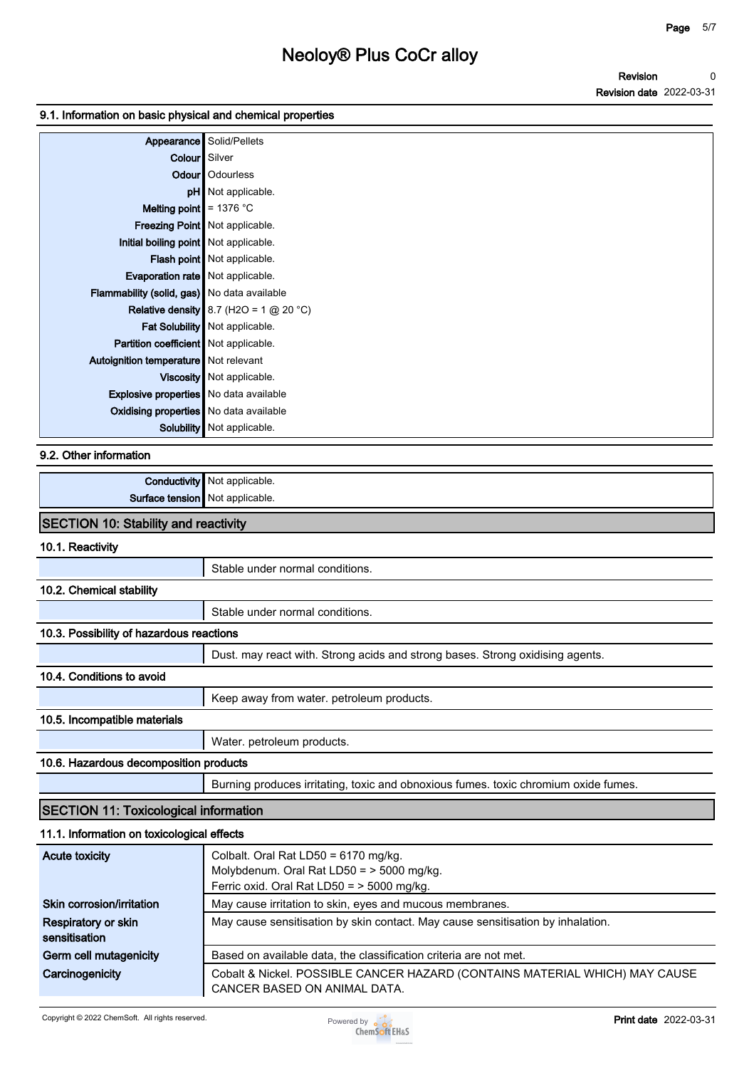### 9.1. Information on basic physical and chemical properties

| | |
|---|---|
| **Appearance** | Solid/Pellets |
| **Colour** | Silver |
| **Odour** | Odourless |
| **pH** | Not applicable. |
| **Melting point** | = 1376 °C |
| **Freezing Point** | Not applicable. |
| **Initial boiling point** | Not applicable. |
| **Flash point** | Not applicable. |
| **Evaporation rate** | Not applicable. |
| **Flammability (solid, gas)** | No data available |
| **Relative density** | 8.7 ($H_2O$ = 1 @ 20 °C) |
| **Fat Solubility** | Not applicable. |
| **Partition coefficient** | Not applicable. |
| **Autoignition temperature** | Not relevant |
| **Viscosity** | Not applicable. |
| **Explosive properties** | No data available |
| **Oxidising properties** | No data available |
| **Solubility** | Not applicable. |

### 9.2. Other information

| | |
|---|---|
| **Conductivity** | Not applicable. |
| **Surface tension** | Not applicable. |

## SECTION 10: Stability and reactivity

### 10.1. Reactivity

Stable under normal conditions.

### 10.2. Chemical stability

Stable under normal conditions.

### 10.3. Possibility of hazardous reactions

Dust. may react with. Strong acids and strong bases. Strong oxidising agents.

### 10.4. Conditions to avoid

Keep away from water. petroleum products.

### 10.5. Incompatible materials

Water. petroleum products.

### 10.6. Hazardous decomposition products

Burning produces irritating, toxic and obnoxious fumes. toxic chromium oxide fumes.

## SECTION 11: Toxicological information

### 11.1. Information on toxicological effects

| | |
|---|---|
| **Acute toxicity** | Colbalt. Oral Rat LD50 = 6170 mg/kg.<br>Molybdenum. Oral Rat LD50 = > 5000 mg/kg.<br>Ferric oxid. Oral Rat LD50 = > 5000 mg/kg. |
| **Skin corrosion/irritation** | May cause irritation to skin, eyes and mucous membranes. |
| **Respiratory or skin sensitisation** | May cause sensitisation by skin contact. May cause sensitisation by inhalation. |
| **Germ cell mutagenicity** | Based on available data, the classification criteria are not met. |
| **Carcinogenicity** | Cobalt & Nickel. POSSIBLE CANCER HAZARD (CONTAINS MATERIAL WHICH) MAY CAUSE CANCER BASED ON ANIMAL DATA. |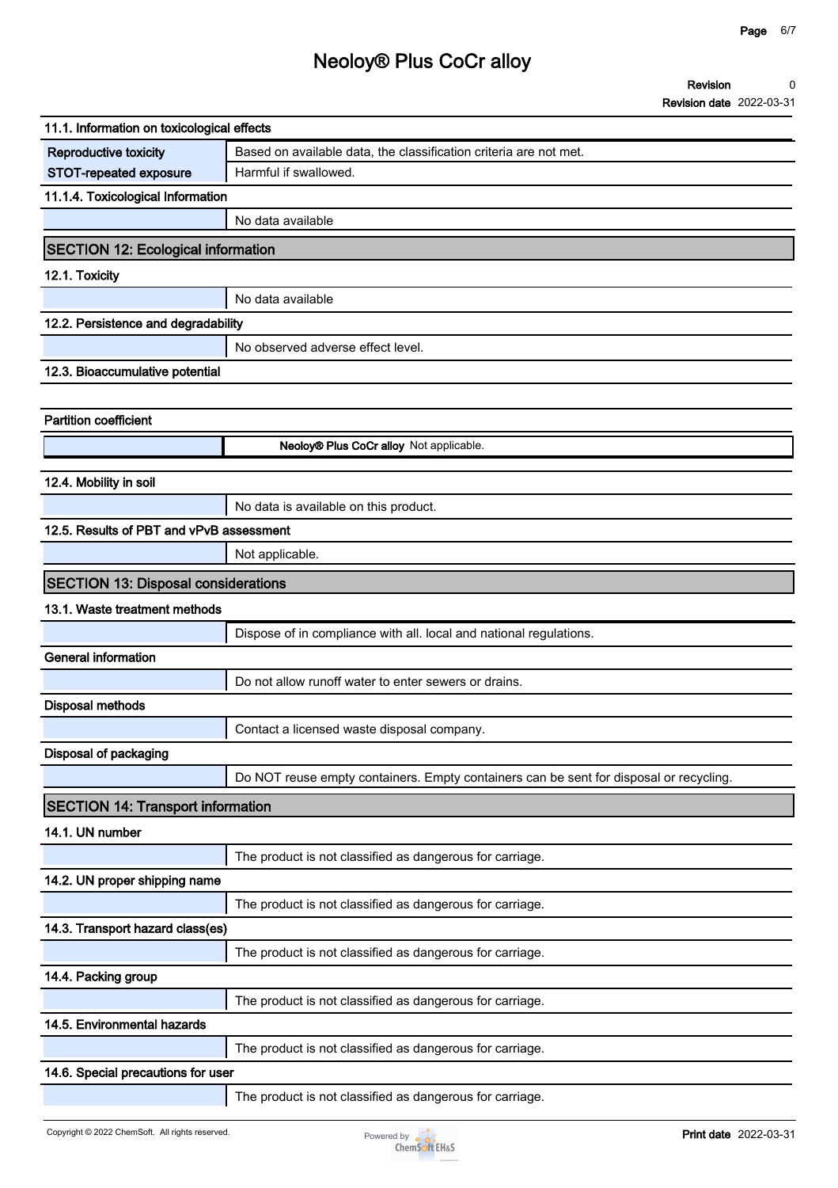### 11.1. Information on toxicological effects

| | |
|---|---|
| **Reproductive toxicity** | Based on available data, the classification criteria are not met. |
| **STOT-repeated exposure** | Harmful if swallowed. |

### 11.1.4. Toxicological Information

| | |
|---|---|
| | No data available |

## SECTION 12: Ecological information

### 12.1. Toxicity

| | |
|---|---|
| | No data available |

### 12.2. Persistence and degradability

| | |
|---|---|
| | No observed adverse effect level. |

### 12.3. Bioaccumulative potential

### Partition coefficient

| | |
|---|---|
| | **Neoloy® Plus CoCr alloy** Not applicable. |

### 12.4. Mobility in soil

| | |
|---|---|
| | No data is available on this product. |

### 12.5. Results of PBT and vPvB assessment

| | |
|---|---|
| | Not applicable. |

## SECTION 13: Disposal considerations

### 13.1. Waste treatment methods

| | |
|---|---|
| | Dispose of in compliance with all. local and national regulations. |

### General information

| | |
|---|---|
| | Do not allow runoff water to enter sewers or drains. |

### Disposal methods

| | |
|---|---|
| | Contact a licensed waste disposal company. |

### Disposal of packaging

| | |
|---|---|
| | Do NOT reuse empty containers. Empty containers can be sent for disposal or recycling. |

## SECTION 14: Transport information

### 14.1. UN number

| | |
|---|---|
| | The product is not classified as dangerous for carriage. |

### 14.2. UN proper shipping name

| | |
|---|---|
| | The product is not classified as dangerous for carriage. |

### 14.3. Transport hazard class(es)

| | |
|---|---|
| | The product is not classified as dangerous for carriage. |

### 14.4. Packing group

| | |
|---|---|
| | The product is not classified as dangerous for carriage. |

### 14.5. Environmental hazards

| | |
|---|---|
| | The product is not classified as dangerous for carriage. |

### 14.6. Special precautions for user

| | |
|---|---|
| | The product is not classified as dangerous for carriage. |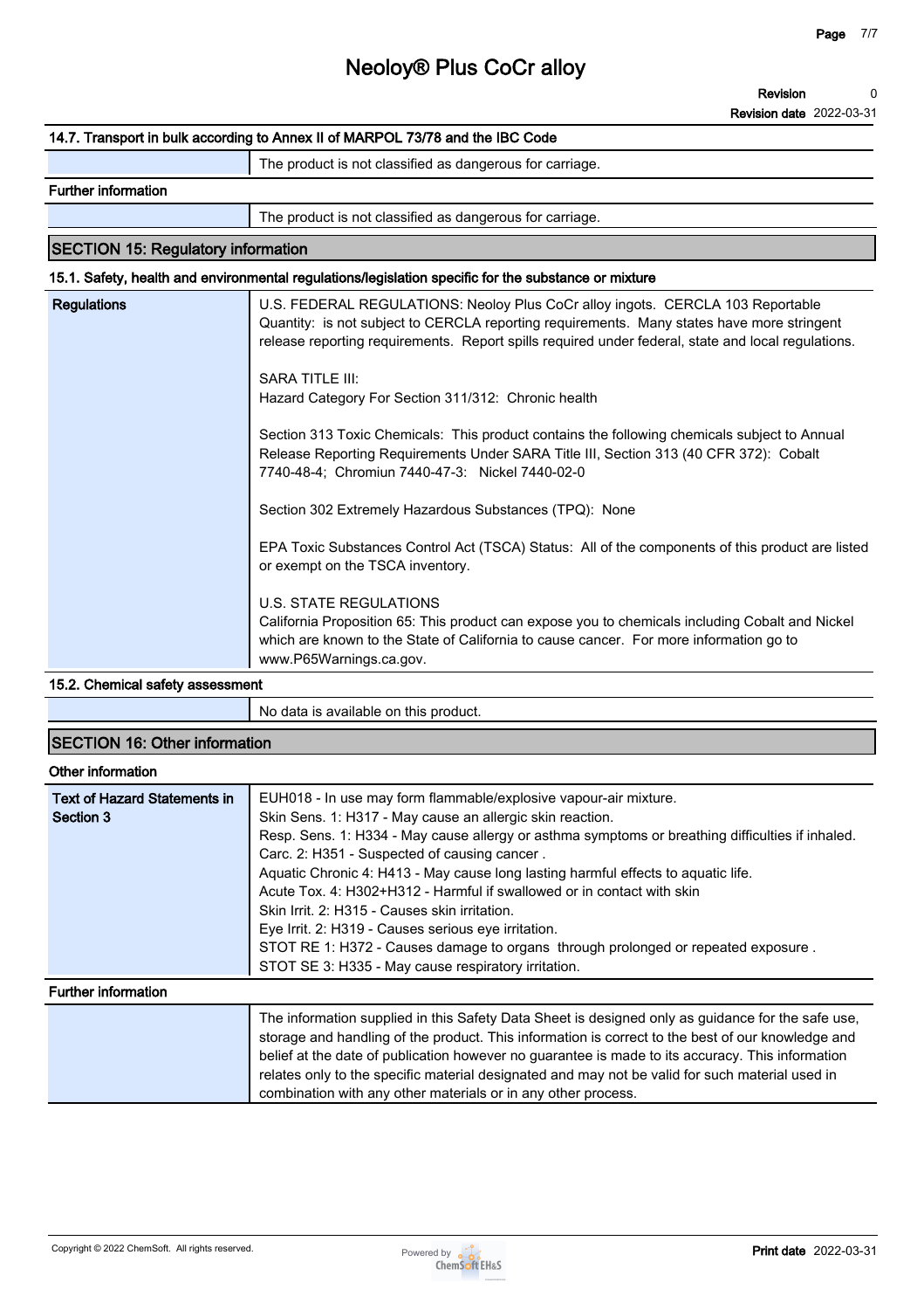### 14.7. Transport in bulk according to Annex II of MARPOL 73/78 and the IBC Code

| | |
|---|---|
| | The product is not classified as dangerous for carriage. |

**Further information**

| | |
|---|---|
| | The product is not classified as dangerous for carriage. |

## SECTION 15: Regulatory information

### 15.1. Safety, health and environmental regulations/legislation specific for the substance or mixture

**Regulations**

U.S. FEDERAL REGULATIONS: Neoloy Plus CoCr alloy ingots. CERCLA 103 Reportable Quantity: is not subject to CERCLA reporting requirements. Many states have more stringent release reporting requirements. Report spills required under federal, state and local regulations.

SARA TITLE III:
Hazard Category For Section 311/312: Chronic health

Section 313 Toxic Chemicals: This product contains the following chemicals subject to Annual Release Reporting Requirements Under SARA Title III, Section 313 (40 CFR 372): Cobalt 7740-48-4; Chromiun 7440-47-3: Nickel 7440-02-0

Section 302 Extremely Hazardous Substances (TPQ): None

EPA Toxic Substances Control Act (TSCA) Status: All of the components of this product are listed or exempt on the TSCA inventory.

U.S. STATE REGULATIONS
California Proposition 65: This product can expose you to chemicals including Cobalt and Nickel which are known to the State of California to cause cancer. For more information go to www.P65Warnings.ca.gov.

### 15.2. Chemical safety assessment

| | |
|---|---|
| | No data is available on this product. |

## SECTION 16: Other information

**Other information**

**Text of Hazard Statements in Section 3**

EUH018 - In use may form flammable/explosive vapour-air mixture.
Skin Sens. 1: H317 - May cause an allergic skin reaction.
Resp. Sens. 1: H334 - May cause allergy or asthma symptoms or breathing difficulties if inhaled.
Carc. 2: H351 - Suspected of causing cancer .
Aquatic Chronic 4: H413 - May cause long lasting harmful effects to aquatic life.
Acute Tox. 4: H302+H312 - Harmful if swallowed or in contact with skin
Skin Irrit. 2: H315 - Causes skin irritation.
Eye Irrit. 2: H319 - Causes serious eye irritation.
STOT RE 1: H372 - Causes damage to organs through prolonged or repeated exposure .
STOT SE 3: H335 - May cause respiratory irritation.

**Further information**

| | |
|---|---|
| | The information supplied in this Safety Data Sheet is designed only as guidance for the safe use, storage and handling of the product. This information is correct to the best of our knowledge and belief at the date of publication however no guarantee is made to its accuracy. This information relates only to the specific material designated and may not be valid for such material used in combination with any other materials or in any other process. |